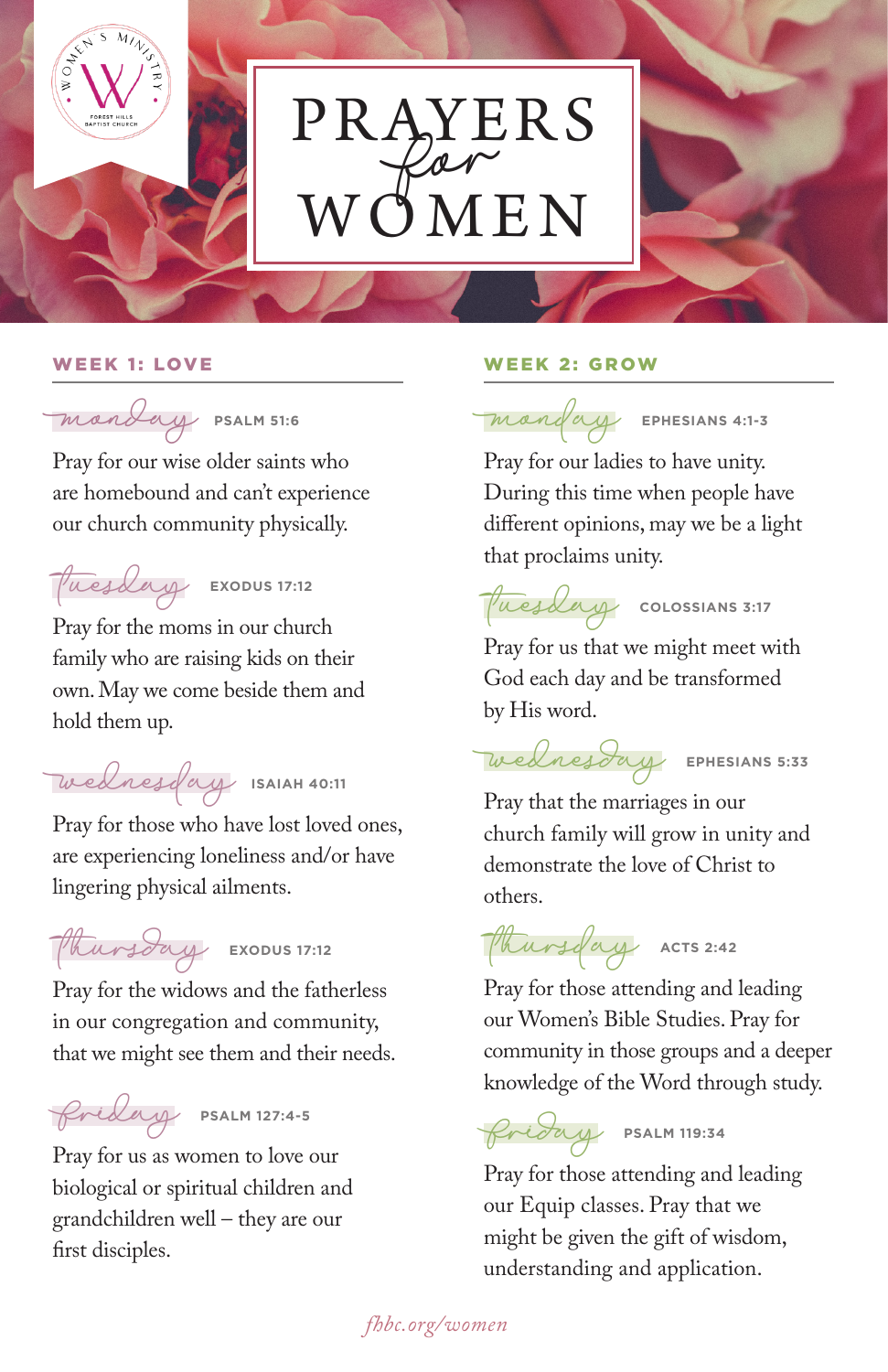WOMEN'S MINISTRY
FOREST HILLS BAPTIST CHURCH

# PRAYERS *for* WOMEN

## WEEK 1: LOVE

### *monday* PSALM 51:6

Pray for our wise older saints who are homebound and can't experience our church community physically.

### *Tuesday* EXODUS 17:12

Pray for the moms in our church family who are raising kids on their own. May we come beside them and hold them up.

### *wednesday* ISAIAH 40:11

Pray for those who have lost loved ones, are experiencing loneliness and/or have lingering physical ailments.

### *Thursday* EXODUS 17:12

Pray for the widows and the fatherless in our congregation and community, that we might see them and their needs.

### *Friday* PSALM 127:4-5

Pray for us as women to love our biological or spiritual children and grandchildren well – they are our first disciples.

## WEEK 2: GROW

### *monday* EPHESIANS 4:1-3

Pray for our ladies to have unity. During this time when people have different opinions, may we be a light that proclaims unity.

### *Tuesday* COLOSSIANS 3:17

Pray for us that we might meet with God each day and be transformed by His word.

### *wednesday* EPHESIANS 5:33

Pray that the marriages in our church family will grow in unity and demonstrate the love of Christ to others.

### *Thursday* ACTS 2:42

Pray for those attending and leading our Women's Bible Studies. Pray for community in those groups and a deeper knowledge of the Word through study.

### *Friday* PSALM 119:34

Pray for those attending and leading our Equip classes. Pray that we might be given the gift of wisdom, understanding and application.

*fhbc.org/women*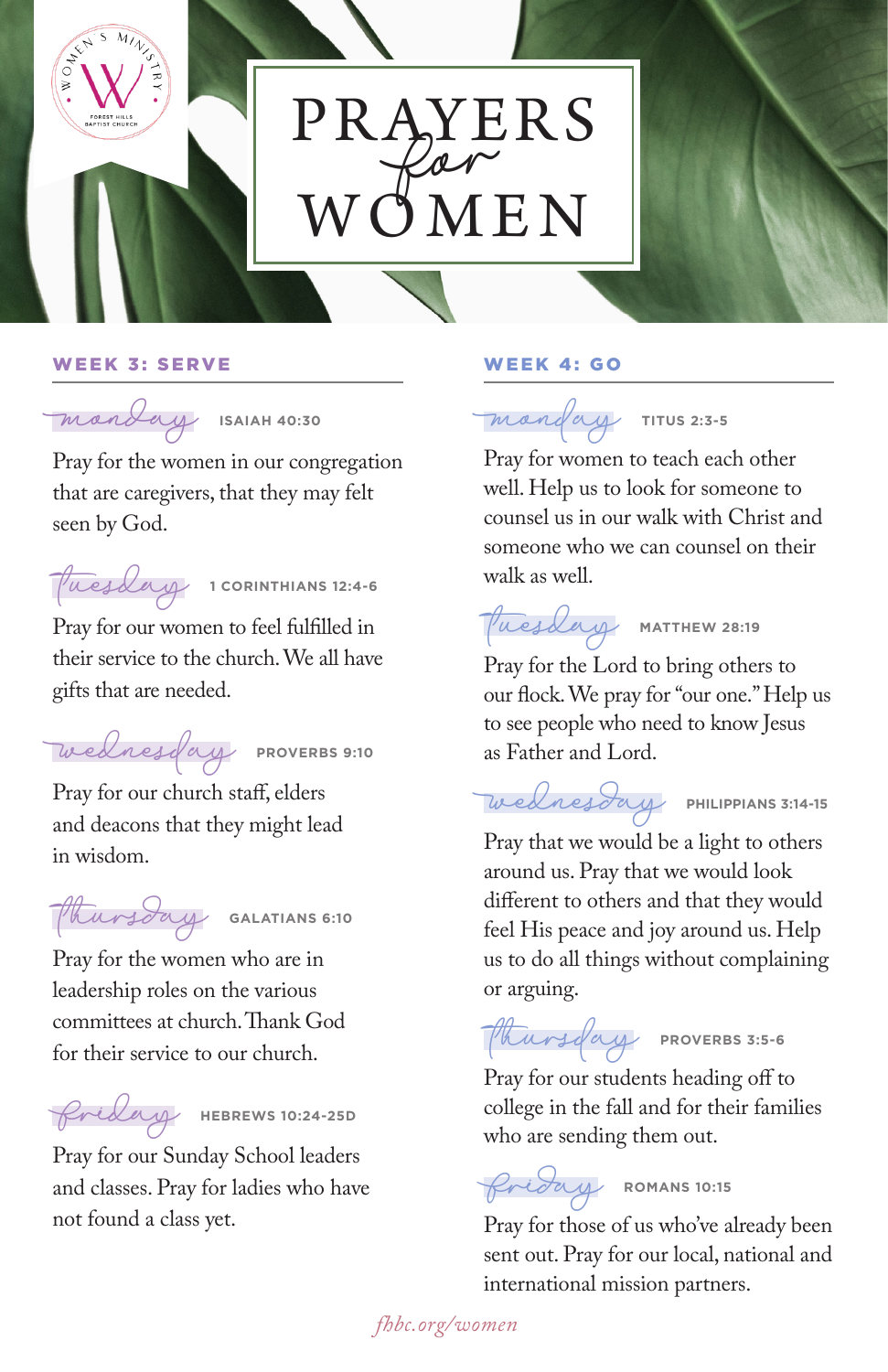WOMEN'S MINISTRY
FOREST HILLS BAPTIST CHURCH

# PRAYERS *for* WOMEN

## WEEK 3: SERVE

*monday* **ISAIAH 40:30**

Pray for the women in our congregation that are caregivers, that they may felt seen by God.

*tuesday* **1 CORINTHIANS 12:4-6**

Pray for our women to feel fulfilled in their service to the church. We all have gifts that are needed.

*wednesday* **PROVERBS 9:10**

Pray for our church staff, elders and deacons that they might lead in wisdom.

*thursday* **GALATIANS 6:10**

Pray for the women who are in leadership roles on the various committees at church. Thank God for their service to our church.

*friday* **HEBREWS 10:24-25D**

Pray for our Sunday School leaders and classes. Pray for ladies who have not found a class yet.

## WEEK 4: GO

*monday* **TITUS 2:3-5**

Pray for women to teach each other well. Help us to look for someone to counsel us in our walk with Christ and someone who we can counsel on their walk as well.

*tuesday* **MATTHEW 28:19**

Pray for the Lord to bring others to our flock. We pray for "our one." Help us to see people who need to know Jesus as Father and Lord.

*wednesday* **PHILIPPIANS 3:14-15**

Pray that we would be a light to others around us. Pray that we would look different to others and that they would feel His peace and joy around us. Help us to do all things without complaining or arguing.

*thursday* **PROVERBS 3:5-6**

Pray for our students heading off to college in the fall and for their families who are sending them out.

*friday* **ROMANS 10:15**

Pray for those of us who've already been sent out. Pray for our local, national and international mission partners.

*fhbc.org/women*